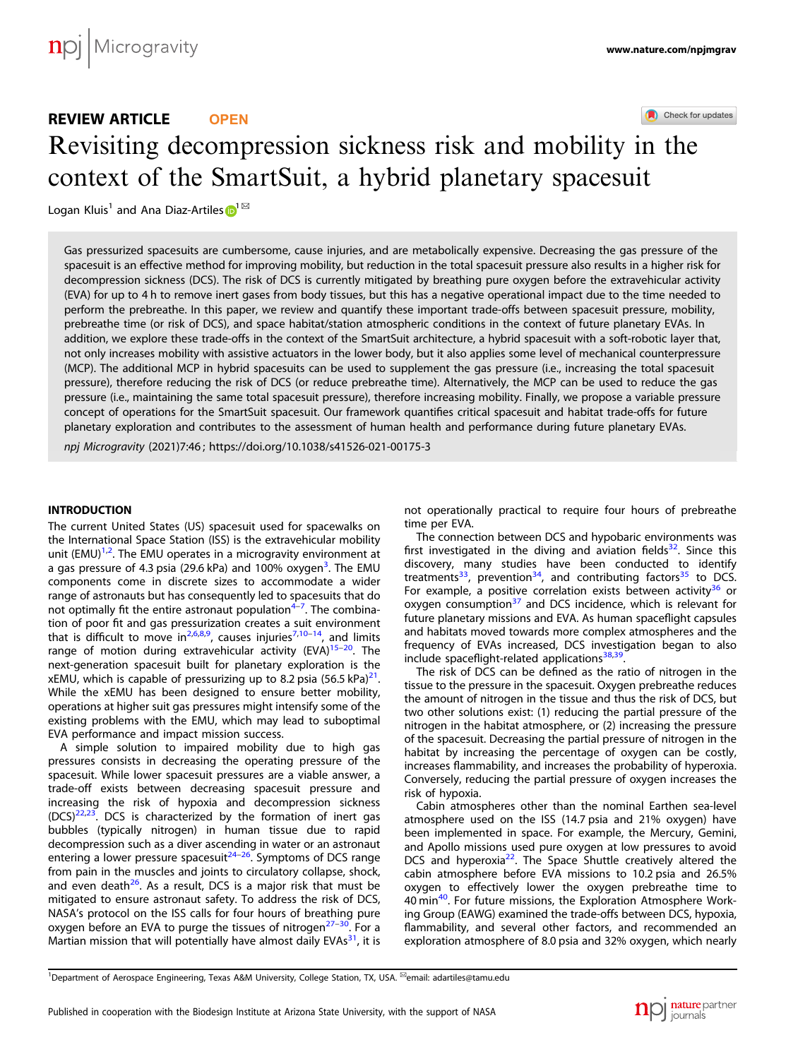**REVIEW ARTICLE** **OPEN**

# Revisiting decompression sickness risk and mobility in the context of the SmartSuit, a hybrid planetary spacesuit

Logan Kluis[1] and Ana Diaz-Artiles[1]

Gas pressurized spacesuits are cumbersome, cause injuries, and are metabolically expensive. Decreasing the gas pressure of the spacesuit is an effective method for improving mobility, but reduction in the total spacesuit pressure also results in a higher risk for decompression sickness (DCS). The risk of DCS is currently mitigated by breathing pure oxygen before the extravehicular activity (EVA) for up to 4 h to remove inert gases from body tissues, but this has a negative operational impact due to the time needed to perform the prebreathe. In this paper, we review and quantify these important trade-offs between spacesuit pressure, mobility, prebreathe time (or risk of DCS), and space habitat/station atmospheric conditions in the context of future planetary EVAs. In addition, we explore these trade-offs in the context of the SmartSuit architecture, a hybrid spacesuit with a soft-robotic layer that, not only increases mobility with assistive actuators in the lower body, but it also applies some level of mechanical counterpressure (MCP). The additional MCP in hybrid spacesuits can be used to supplement the gas pressure (i.e., increasing the total spacesuit pressure), therefore reducing the risk of DCS (or reduce prebreathe time). Alternatively, the MCP can be used to reduce the gas pressure (i.e., maintaining the same total spacesuit pressure), therefore increasing mobility. Finally, we propose a variable pressure concept of operations for the SmartSuit spacesuit. Our framework quantifies critical spacesuit and habitat trade-offs for future planetary exploration and contributes to the assessment of human health and performance during future planetary EVAs.

*npj Microgravity* (2021)7:46 ; https://doi.org/10.1038/s41526-021-00175-3

## INTRODUCTION

The current United States (US) spacesuit used for spacewalks on the International Space Station (ISS) is the extravehicular mobility unit (EMU)[1,2]. The EMU operates in a microgravity environment at a gas pressure of 4.3 psia (29.6 kPa) and 100% oxygen[3]. The EMU components come in discrete sizes to accommodate a wider range of astronauts but has consequently led to spacesuits that do not optimally fit the entire astronaut population[4–7]. The combination of poor fit and gas pressurization creates a suit environment that is difficult to move in[2,6,8,9], causes injuries[7,10–14], and limits range of motion during extravehicular activity (EVA)[15–20]. The next-generation spacesuit built for planetary exploration is the xEMU, which is capable of pressurizing up to 8.2 psia (56.5 kPa)[21]. While the xEMU has been designed to ensure better mobility, operations at higher suit gas pressures might intensify some of the existing problems with the EMU, which may lead to suboptimal EVA performance and impact mission success.

A simple solution to impaired mobility due to high gas pressures consists in decreasing the operating pressure of the spacesuit. While lower spacesuit pressures are a viable answer, a trade-off exists between decreasing spacesuit pressure and increasing the risk of hypoxia and decompression sickness (DCS)[22,23]. DCS is characterized by the formation of inert gas bubbles (typically nitrogen) in human tissue due to rapid decompression such as a diver ascending in water or an astronaut entering a lower pressure spacesuit[24–26]. Symptoms of DCS range from pain in the muscles and joints to circulatory collapse, shock, and even death[26]. As a result, DCS is a major risk that must be mitigated to ensure astronaut safety. To address the risk of DCS, NASA's protocol on the ISS calls for four hours of breathing pure oxygen before an EVA to purge the tissues of nitrogen[27–30]. For a Martian mission that will potentially have almost daily EVAs[31], it is not operationally practical to require four hours of prebreathe time per EVA.

The connection between DCS and hypobaric environments was first investigated in the diving and aviation fields[32]. Since this discovery, many studies have been conducted to identify treatments[33], prevention[34], and contributing factors[35] to DCS. For example, a positive correlation exists between activity[36] or oxygen consumption[37] and DCS incidence, which is relevant for future planetary missions and EVA. As human spaceflight capsules and habitats moved towards more complex atmospheres and the frequency of EVAs increased, DCS investigation began to also include spaceflight-related applications[38,39].

The risk of DCS can be defined as the ratio of nitrogen in the tissue to the pressure in the spacesuit. Oxygen prebreathe reduces the amount of nitrogen in the tissue and thus the risk of DCS, but two other solutions exist: (1) reducing the partial pressure of the nitrogen in the habitat atmosphere, or (2) increasing the pressure of the spacesuit. Decreasing the partial pressure of nitrogen in the habitat by increasing the percentage of oxygen can be costly, increases flammability, and increases the probability of hyperoxia. Conversely, reducing the partial pressure of oxygen increases the risk of hypoxia.

Cabin atmospheres other than the nominal Earthen sea-level atmosphere used on the ISS (14.7 psia and 21% oxygen) have been implemented in space. For example, the Mercury, Gemini, and Apollo missions used pure oxygen at low pressures to avoid DCS and hyperoxia[22]. The Space Shuttle creatively altered the cabin atmosphere before EVA missions to 10.2 psia and 26.5% oxygen to effectively lower the oxygen prebreathe time to 40 min[40]. For future missions, the Exploration Atmosphere Working Group (EAWG) examined the trade-offs between DCS, hypoxia, flammability, and several other factors, and recommended an exploration atmosphere of 8.0 psia and 32% oxygen, which nearly

[1]Department of Aerospace Engineering, Texas A&M University, College Station, TX, USA. email: adartiles@tamu.edu

Published in cooperation with the Biodesign Institute at Arizona State University, with the support of NASA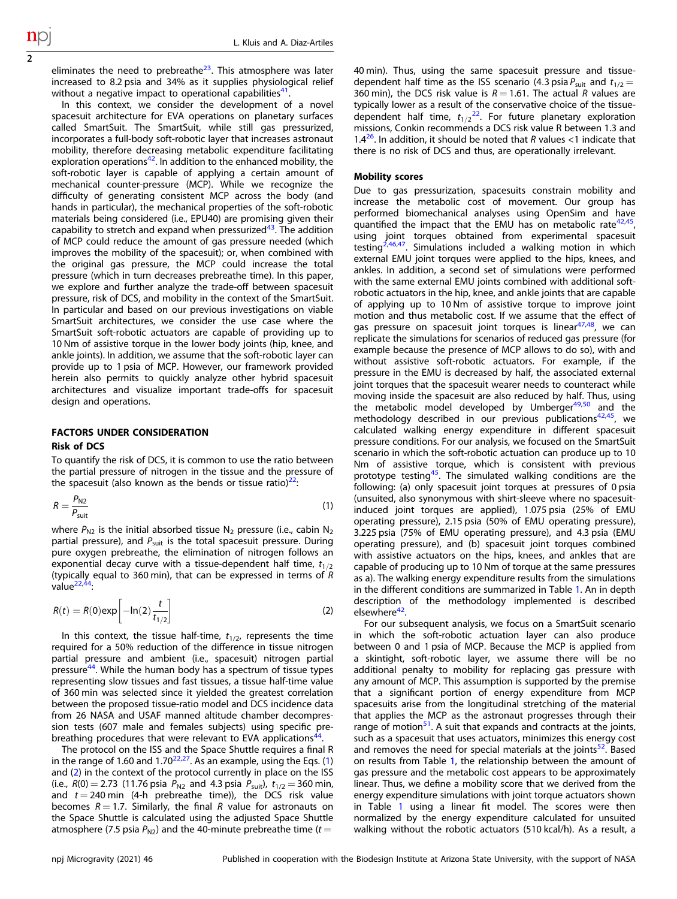eliminates the need to prebreathe[23]. This atmosphere was later increased to 8.2 psia and 34% as it supplies physiological relief without a negative impact to operational capabilities[41].

In this context, we consider the development of a novel spacesuit architecture for EVA operations on planetary surfaces called SmartSuit. The SmartSuit, while still gas pressurized, incorporates a full-body soft-robotic layer that increases astronaut mobility, therefore decreasing metabolic expenditure facilitating exploration operations[42]. In addition to the enhanced mobility, the soft-robotic layer is capable of applying a certain amount of mechanical counter-pressure (MCP). While we recognize the difficulty of generating consistent MCP across the body (and hands in particular), the mechanical properties of the soft-robotic materials being considered (i.e., EPU40) are promising given their capability to stretch and expand when pressurized[43]. The addition of MCP could reduce the amount of gas pressure needed (which improves the mobility of the spacesuit); or, when combined with the original gas pressure, the MCP could increase the total pressure (which in turn decreases prebreathe time). In this paper, we explore and further analyze the trade-off between spacesuit pressure, risk of DCS, and mobility in the context of the SmartSuit. In particular and based on our previous investigations on viable SmartSuit architectures, we consider the use case where the SmartSuit soft-robotic actuators are capable of providing up to 10 Nm of assistive torque in the lower body joints (hip, knee, and ankle joints). In addition, we assume that the soft-robotic layer can provide up to 1 psia of MCP. However, our framework provided herein also permits to quickly analyze other hybrid spacesuit architectures and visualize important trade-offs for spacesuit design and operations.

## FACTORS UNDER CONSIDERATION

### Risk of DCS

To quantify the risk of DCS, it is common to use the ratio between the partial pressure of nitrogen in the tissue and the pressure of the spacesuit (also known as the bends or tissue ratio)[22]:

$$R = \frac{P_{N2}}{P_{suit}} \tag{1}$$

where $P_{N2}$ is the initial absorbed tissue $N_2$ pressure (i.e., cabin $N_2$ partial pressure), and $P_{suit}$ is the total spacesuit pressure. During pure oxygen prebreathe, the elimination of nitrogen follows an exponential decay curve with a tissue-dependent half time, $t_{1/2}$ (typically equal to 360 min), that can be expressed in terms of $R$ value[22,44]:

$$R(t) = R(0)\exp\left[-\ln(2)\frac{t}{t_{1/2}}\right] \tag{2}$$

In this context, the tissue half-time, $t_{1/2}$, represents the time required for a 50% reduction of the difference in tissue nitrogen partial pressure and ambient (i.e., spacesuit) nitrogen partial pressure[44]. While the human body has a spectrum of tissue types representing slow tissues and fast tissues, a tissue half-time value of 360 min was selected since it yielded the greatest correlation between the proposed tissue-ratio model and DCS incidence data from 26 NASA and USAF manned altitude chamber decompression tests (607 male and females subjects) using specific prebreathing procedures that were relevant to EVA applications[44].

The protocol on the ISS and the Space Shuttle requires a final R in the range of 1.60 and 1.70[22,27]. As an example, using the Eqs. (1) and (2) in the context of the protocol currently in place on the ISS (i.e., $R(0) = 2.73$ (11.76 psia $P_{N2}$ and 4.3 psia $P_{suit}$), $t_{1/2} = 360$ min, and $t = 240$ min (4-h prebreathe time)), the DCS risk value becomes $R = 1.7$. Similarly, the final $R$ value for astronauts on the Space Shuttle is calculated using the adjusted Space Shuttle atmosphere (7.5 psia $P_{N2}$) and the 40-minute prebreathe time ($t =$ 40 min). Thus, using the same spacesuit pressure and tissue-dependent half time as the ISS scenario (4.3 psia $P_{suit}$ and $t_{1/2} =$ 360 min), the DCS risk value is $R = 1.61$. The actual $R$ values are typically lower as a result of the conservative choice of the tissue-dependent half time, $t_{1/2}$[22]. For future planetary exploration missions, Conkin recommends a DCS risk value R between 1.3 and 1.4[26]. In addition, it should be noted that $R$ values <1 indicate that there is no risk of DCS and thus, are operationally irrelevant.

### Mobility scores

Due to gas pressurization, spacesuits constrain mobility and increase the metabolic cost of movement. Our group has performed biomechanical analyses using OpenSim and have quantified the impact that the EMU has on metabolic rate[42,45], using joint torques obtained from experimental spacesuit testing[2,46,47]. Simulations included a walking motion in which external EMU joint torques were applied to the hips, knees, and ankles. In addition, a second set of simulations were performed with the same external EMU joints combined with additional soft-robotic actuators in the hip, knee, and ankle joints that are capable of applying up to 10 Nm of assistive torque to improve joint motion and thus metabolic cost. If we assume that the effect of gas pressure on spacesuit joint torques is linear[47,48], we can replicate the simulations for scenarios of reduced gas pressure (for example because the presence of MCP allows to do so), with and without assistive soft-robotic actuators. For example, if the pressure in the EMU is decreased by half, the associated external joint torques that the spacesuit wearer needs to counteract while moving inside the spacesuit are also reduced by half. Thus, using the metabolic model developed by Umberger[49,50] and the methodology described in our previous publications[42,45], we calculated walking energy expenditure in different spacesuit pressure conditions. For our analysis, we focused on the SmartSuit scenario in which the soft-robotic actuation can produce up to 10 Nm of assistive torque, which is consistent with previous prototype testing[45]. The simulated walking conditions are the following: (a) only spacesuit joint torques at pressures of 0 psia (unsuited, also synonymous with shirt-sleeve where no spacesuit-induced joint torques are applied), 1.075 psia (25% of EMU operating pressure), 2.15 psia (50% of EMU operating pressure), 3.225 psia (75% of EMU operating pressure), and 4.3 psia (EMU operating pressure), and (b) spacesuit joint torques combined with assistive actuators on the hips, knees, and ankles that are capable of producing up to 10 Nm of torque at the same pressures as a). The walking energy expenditure results from the simulations in the different conditions are summarized in Table 1. An in depth description of the methodology implemented is described elsewhere[42].

For our subsequent analysis, we focus on a SmartSuit scenario in which the soft-robotic actuation layer can also produce between 0 and 1 psia of MCP. Because the MCP is applied from a skintight, soft-robotic layer, we assume there will be no additional penalty to mobility for replacing gas pressure with any amount of MCP. This assumption is supported by the premise that a significant portion of energy expenditure from MCP spacesuits arise from the longitudinal stretching of the material that applies the MCP as the astronaut progresses through their range of motion[51]. A suit that expands and contracts at the joints, such as a spacesuit that uses actuators, minimizes this energy cost and removes the need for special materials at the joints[52]. Based on results from Table 1, the relationship between the amount of gas pressure and the metabolic cost appears to be approximately linear. Thus, we define a mobility score that we derived from the energy expenditure simulations with joint torque actuators shown in Table 1 using a linear fit model. The scores were then normalized by the energy expenditure calculated for unsuited walking without the robotic actuators (510 kcal/h). As a result, a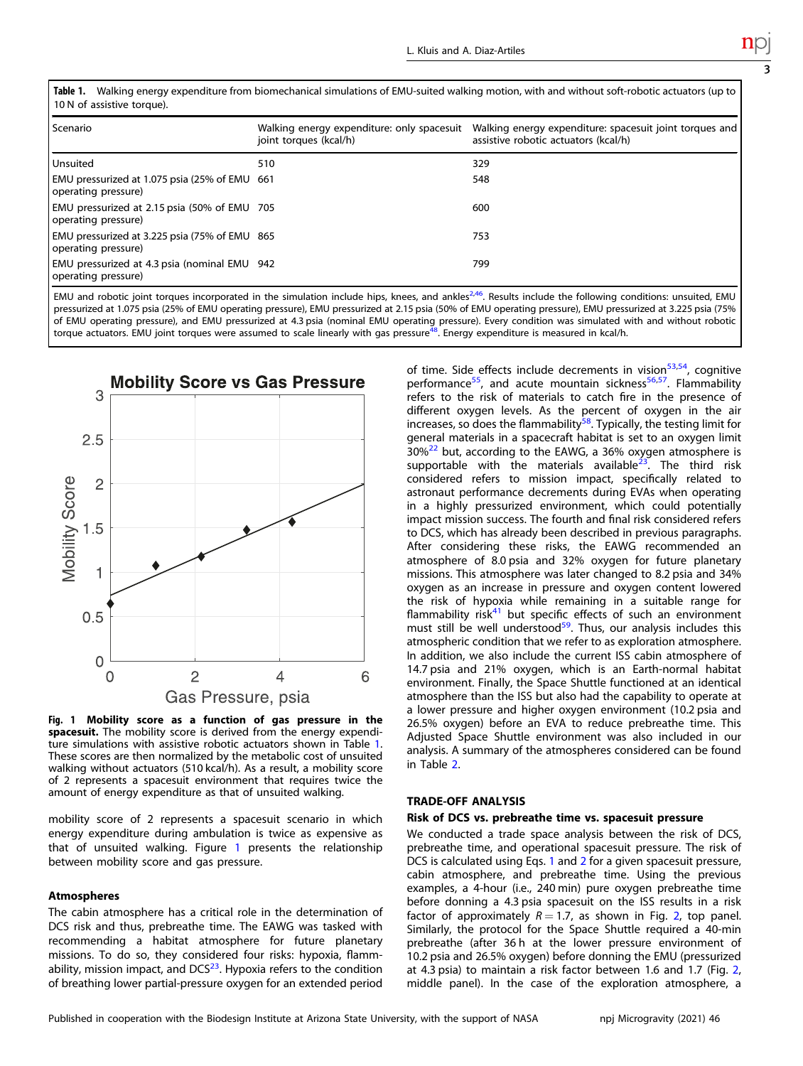**Table 1.** Walking energy expenditure from biomechanical simulations of EMU-suited walking motion, with and without soft-robotic actuators (up to 10 N of assistive torque).

| Scenario | Walking energy expenditure: only spacesuit joint torques (kcal/h) | Walking energy expenditure: spacesuit joint torques and assistive robotic actuators (kcal/h) |
|---|---|---|
| Unsuited | 510 | 329 |
| EMU pressurized at 1.075 psia (25% of EMU operating pressure) | 661 | 548 |
| EMU pressurized at 2.15 psia (50% of EMU operating pressure) | 705 | 600 |
| EMU pressurized at 3.225 psia (75% of EMU operating pressure) | 865 | 753 |
| EMU pressurized at 4.3 psia (nominal EMU operating pressure) | 942 | 799 |

EMU and robotic joint torques incorporated in the simulation include hips, knees, and ankles[2,46]. Results include the following conditions: unsuited, EMU pressurized at 1.075 psia (25% of EMU operating pressure), EMU pressurized at 2.15 psia (50% of EMU operating pressure), EMU pressurized at 3.225 psia (75% of EMU operating pressure), and EMU pressurized at 4.3 psia (nominal EMU operating pressure). Every condition was simulated with and without robotic torque actuators. EMU joint torques were assumed to scale linearly with gas pressure[48]. Energy expenditure is measured in kcal/h.

**Fig. 1 Mobility score as a function of gas pressure in the spacesuit.** The mobility score is derived from the energy expenditure simulations with assistive robotic actuators shown in Table 1. These scores are then normalized by the metabolic cost of unsuited walking without actuators (510 kcal/h). As a result, a mobility score of 2 represents a spacesuit environment that requires twice the amount of energy expenditure as that of unsuited walking.

mobility score of 2 represents a spacesuit scenario in which energy expenditure during ambulation is twice as expensive as that of unsuited walking. Figure 1 presents the relationship between mobility score and gas pressure.

#### Atmospheres

The cabin atmosphere has a critical role in the determination of DCS risk and thus, prebreathe time. The EAWG was tasked with recommending a habitat atmosphere for future planetary missions. To do so, they considered four risks: hypoxia, flammability, mission impact, and DCS[23]. Hypoxia refers to the condition of breathing lower partial-pressure oxygen for an extended period of time. Side effects include decrements in vision[53,54], cognitive performance[55], and acute mountain sickness[56,57]. Flammability refers to the risk of materials to catch fire in the presence of different oxygen levels. As the percent of oxygen in the air increases, so does the flammability[58]. Typically, the testing limit for general materials in a spacecraft habitat is set to an oxygen limit 30%[22] but, according to the EAWG, a 36% oxygen atmosphere is supportable with the materials available[23]. The third risk considered refers to mission impact, specifically related to astronaut performance decrements during EVAs when operating in a highly pressurized environment, which could potentially impact mission success. The fourth and final risk considered refers to DCS, which has already been described in previous paragraphs. After considering these risks, the EAWG recommended an atmosphere of 8.0 psia and 32% oxygen for future planetary missions. This atmosphere was later changed to 8.2 psia and 34% oxygen as an increase in pressure and oxygen content lowered the risk of hypoxia while remaining in a suitable range for flammability risk[41] but specific effects of such an environment must still be well understood[59]. Thus, our analysis includes this atmospheric condition that we refer to as exploration atmosphere. In addition, we also include the current ISS cabin atmosphere of 14.7 psia and 21% oxygen, which is an Earth-normal habitat environment. Finally, the Space Shuttle functioned at an identical atmosphere than the ISS but also had the capability to operate at a lower pressure and higher oxygen environment (10.2 psia and 26.5% oxygen) before an EVA to reduce prebreathe time. This Adjusted Space Shuttle environment was also included in our analysis. A summary of the atmospheres considered can be found in Table 2.

## TRADE-OFF ANALYSIS

### Risk of DCS vs. prebreathe time vs. spacesuit pressure

We conducted a trade space analysis between the risk of DCS, prebreathe time, and operational spacesuit pressure. The risk of DCS is calculated using Eqs. 1 and 2 for a given spacesuit pressure, cabin atmosphere, and prebreathe time. Using the previous examples, a 4-hour (i.e., 240 min) pure oxygen prebreathe time before donning a 4.3 psia spacesuit on the ISS results in a risk factor of approximately $R = 1.7$, as shown in Fig. 2, top panel. Similarly, the protocol for the Space Shuttle required a 40-min prebreathe (after 36 h at the lower pressure environment of 10.2 psia and 26.5% oxygen) before donning the EMU (pressurized at 4.3 psia) to maintain a risk factor between 1.6 and 1.7 (Fig. 2, middle panel). In the case of the exploration atmosphere, a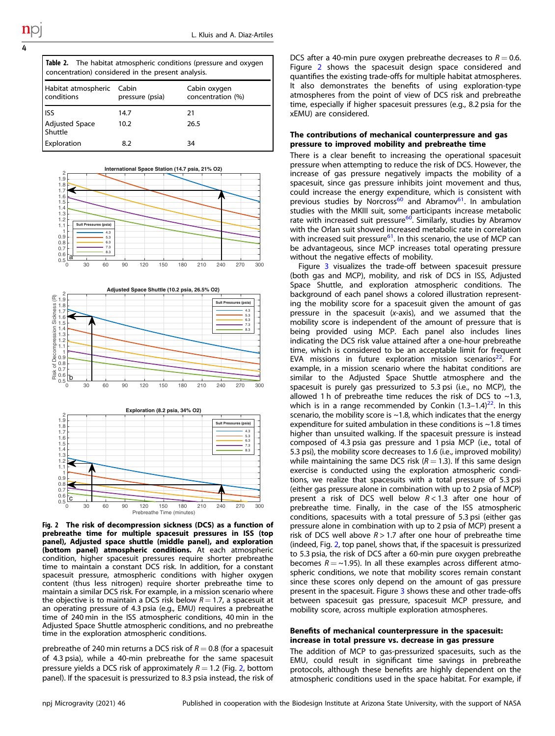**Table 2.** The habitat atmospheric conditions (pressure and oxygen concentration) considered in the present analysis.

| Habitat atmospheric conditions | Cabin pressure (psia) | Cabin oxygen concentration (%) |
|---|---|---|
| ISS | 14.7 | 21 |
| Adjusted Space Shuttle | 10.2 | 26.5 |
| Exploration | 8.2 | 34 |

**Fig. 2 The risk of decompression sickness (DCS) as a function of prebreathe time for multiple spacesuit pressures in ISS (top panel), Adjusted space shuttle (middle panel), and exploration (bottom panel) atmospheric conditions.** At each atmospheric condition, higher spacesuit pressures require shorter prebreathe time to maintain a constant DCS risk. In addition, for a constant spacesuit pressure, atmospheric conditions with higher oxygen content (thus less nitrogen) require shorter prebreathe time to maintain a similar DCS risk. For example, in a mission scenario where the objective is to maintain a DCS risk below $R = 1.7$, a spacesuit at an operating pressure of 4.3 psia (e.g., EMU) requires a prebreathe time of 240 min in the ISS atmospheric conditions, 40 min in the Adjusted Space Shuttle atmospheric conditions, and no prebreathe time in the exploration atmospheric conditions.

prebreathe of 240 min returns a DCS risk of $R = 0.8$ (for a spacesuit of 4.3 psia), while a 40-min prebreathe for the same spacesuit pressure yields a DCS risk of approximately $R = 1.2$ (Fig. 2, bottom panel). If the spacesuit is pressurized to 8.3 psia instead, the risk of DCS after a 40-min pure oxygen prebreathe decreases to $R = 0.6$. Figure 2 shows the spacesuit design space considered and quantifies the existing trade-offs for multiple habitat atmospheres. It also demonstrates the benefits of using exploration-type atmospheres from the point of view of DCS risk and prebreathe time, especially if higher spacesuit pressures (e.g., 8.2 psia for the xEMU) are considered.

### The contributions of mechanical counterpressure and gas pressure to improved mobility and prebreathe time

There is a clear benefit to increasing the operational spacesuit pressure when attempting to reduce the risk of DCS. However, the increase of gas pressure negatively impacts the mobility of a spacesuit, since gas pressure inhibits joint movement and thus, could increase the energy expenditure, which is consistent with previous studies by Norcross[60] and Abramov[61]. In ambulation studies with the MKIII suit, some participants increase metabolic rate with increased suit pressure[60]. Similarly, studies by Abramov with the Orlan suit showed increased metabolic rate in correlation with increased suit pressure[61]. In this scenario, the use of MCP can be advantageous, since MCP increases total operating pressure without the negative effects of mobility.

Figure 3 visualizes the trade-off between spacesuit pressure (both gas and MCP), mobility, and risk of DCS in ISS, Adjusted Space Shuttle, and exploration atmospheric conditions. The background of each panel shows a colored illustration representing the mobility score for a spacesuit given the amount of gas pressure in the spacesuit ($x$-axis), and we assumed that the mobility score is independent of the amount of pressure that is being provided using MCP. Each panel also includes lines indicating the DCS risk value attained after a one-hour prebreathe time, which is considered to be an acceptable limit for frequent EVA missions in future exploration mission scenarios[22]. For example, in a mission scenario where the habitat conditions are similar to the Adjusted Space Shuttle atmosphere and the spacesuit is purely gas pressurized to 5.3 psi (i.e., no MCP), the allowed 1 h of prebreathe time reduces the risk of DCS to ~1.3, which is in a range recommended by Conkin (1.3–1.4)[22]. In this scenario, the mobility score is ~1.8, which indicates that the energy expenditure for suited ambulation in these conditions is ~1.8 times higher than unsuited walking. If the spacesuit pressure is instead composed of 4.3 psia gas pressure and 1 psia MCP (i.e., total of 5.3 psi), the mobility score decreases to 1.6 (i.e., improved mobility) while maintaining the same DCS risk ($R = 1.3$). If this same design exercise is conducted using the exploration atmospheric conditions, we realize that spacesuits with a total pressure of 5.3 psi (either gas pressure alone in combination with up to 2 psia of MCP) present a risk of DCS well below $R < 1.3$ after one hour of prebreathe time. Finally, in the case of the ISS atmospheric conditions, spacesuits with a total pressure of 5.3 psi (either gas pressure alone in combination with up to 2 psia of MCP) present a risk of DCS well above $R > 1.7$ after one hour of prebreathe time (indeed, Fig. 2, top panel, shows that, if the spacesuit is pressurized to 5.3 psia, the risk of DCS after a 60-min pure oxygen prebreathe becomes $R = {\sim}1.95$). In all these examples across different atmospheric conditions, we note that mobility scores remain constant since these scores only depend on the amount of gas pressure present in the spacesuit. Figure 3 shows these and other trade-offs between spacesuit gas pressure, spacesuit MCP pressure, and mobility score, across multiple exploration atmospheres.

### Benefits of mechanical counterpressure in the spacesuit: increase in total pressure vs. decrease in gas pressure

The addition of MCP to gas-pressurized spacesuits, such as the EMU, could result in significant time savings in prebreathe protocols, although these benefits are highly dependent on the atmospheric conditions used in the space habitat. For example, if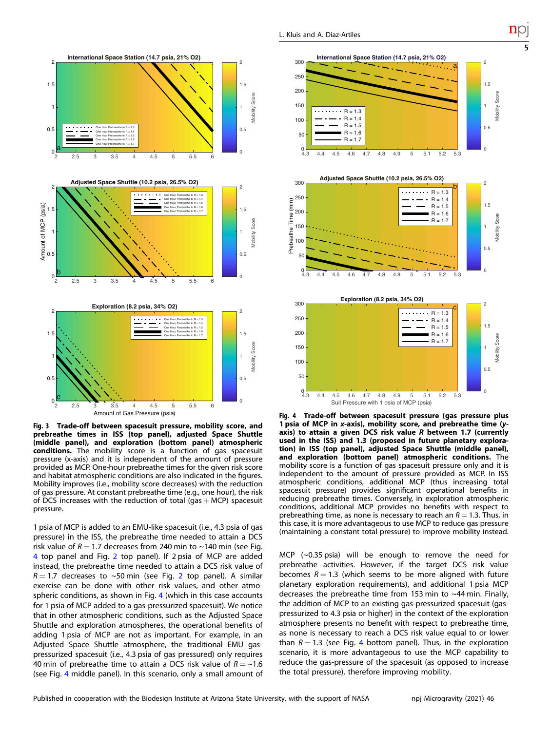**Fig. 3 Trade-off between spacesuit pressure, mobility score, and prebreathe times in ISS (top panel), adjusted Space Shuttle (middle panel), and exploration (bottom panel) atmospheric conditions.** The mobility score is a function of gas spacesuit pressure (x-axis) and it is independent of the amount of pressure provided as MCP. One-hour prebreathe times for the given risk score and habitat atmospheric conditions are also indicated in the figures. Mobility improves (i.e., mobility score decreases) with the reduction of gas pressure. At constant prebreathe time (e.g., one hour), the risk of DCS increases with the reduction of total (gas + MCP) spacesuit pressure.

**Fig. 4 Trade-off between spacesuit pressure (gas pressure plus 1 psia of MCP in *x*-axis), mobility score, and prebreathe time (*y*-axis) to attain a given DCS risk value *R* between 1.7 (currently used in the ISS) and 1.3 (proposed in future planetary exploration) in ISS (top panel), adjusted Space Shuttle (middle panel), and exploration (bottom panel) atmospheric conditions.** The mobility score is a function of gas spacesuit pressure only and it is independent of the amount of pressure provided as MCP. In ISS atmospheric conditions, additional MCP (thus increasing total spacesuit pressure) provides significant operational benefits in reducing prebreathe times. Conversely, in exploration atmospheric conditions, additional MCP provides no benefits with respect to prebreathing time, as none is necessary to reach an $R = 1.3$. Thus, in this case, it is more advantageous to use MCP to reduce gas pressure (maintaining a constant total pressure) to improve mobility instead.

1 psia of MCP is added to an EMU-like spacesuit (i.e., 4.3 psia of gas pressure) in the ISS, the prebreathe time needed to attain a DCS risk value of $R = 1.7$ decreases from 240 min to ~140 min (see Fig. 4 top panel and Fig. 2 top panel). If 2 psia of MCP are added instead, the prebreathe time needed to attain a DCS risk value of $R = 1.7$ decreases to ~50 min (see Fig. 2 top panel). A similar exercise can be done with other risk values, and other atmospheric conditions, as shown in Fig. 4 (which in this case accounts for 1 psia of MCP added to a gas-pressurized spacesuit). We notice that in other atmospheric conditions, such as the Adjusted Space Shuttle and exploration atmospheres, the operational benefits of adding 1 psia of MCP are not as important. For example, in an Adjusted Space Shuttle atmosphere, the traditional EMU gas-pressurized spacesuit (i.e., 4.3 psia of gas pressured) only requires 40 min of prebreathe time to attain a DCS risk value of $R = \sim 1.6$ (see Fig. 4 middle panel). In this scenario, only a small amount of MCP (~0.35 psia) will be enough to remove the need for prebreathe activities. However, if the target DCS risk value becomes $R = 1.3$ (which seems to be more aligned with future planetary exploration requirements), and additional 1 psia MCP decreases the prebreathe time from 153 min to ~44 min. Finally, the addition of MCP to an existing gas-pressurized spacesuit (gas-pressurized to 4.3 psia or higher) in the context of the exploration atmosphere presents no benefit with respect to prebreathe time, as none is necessary to reach a DCS risk value equal to or lower than $R = 1.3$ (see Fig. 4 bottom panel). Thus, in the exploration scenario, it is more advantageous to use the MCP capability to reduce the gas-pressure of the spacesuit (as opposed to increase the total pressure), therefore improving mobility.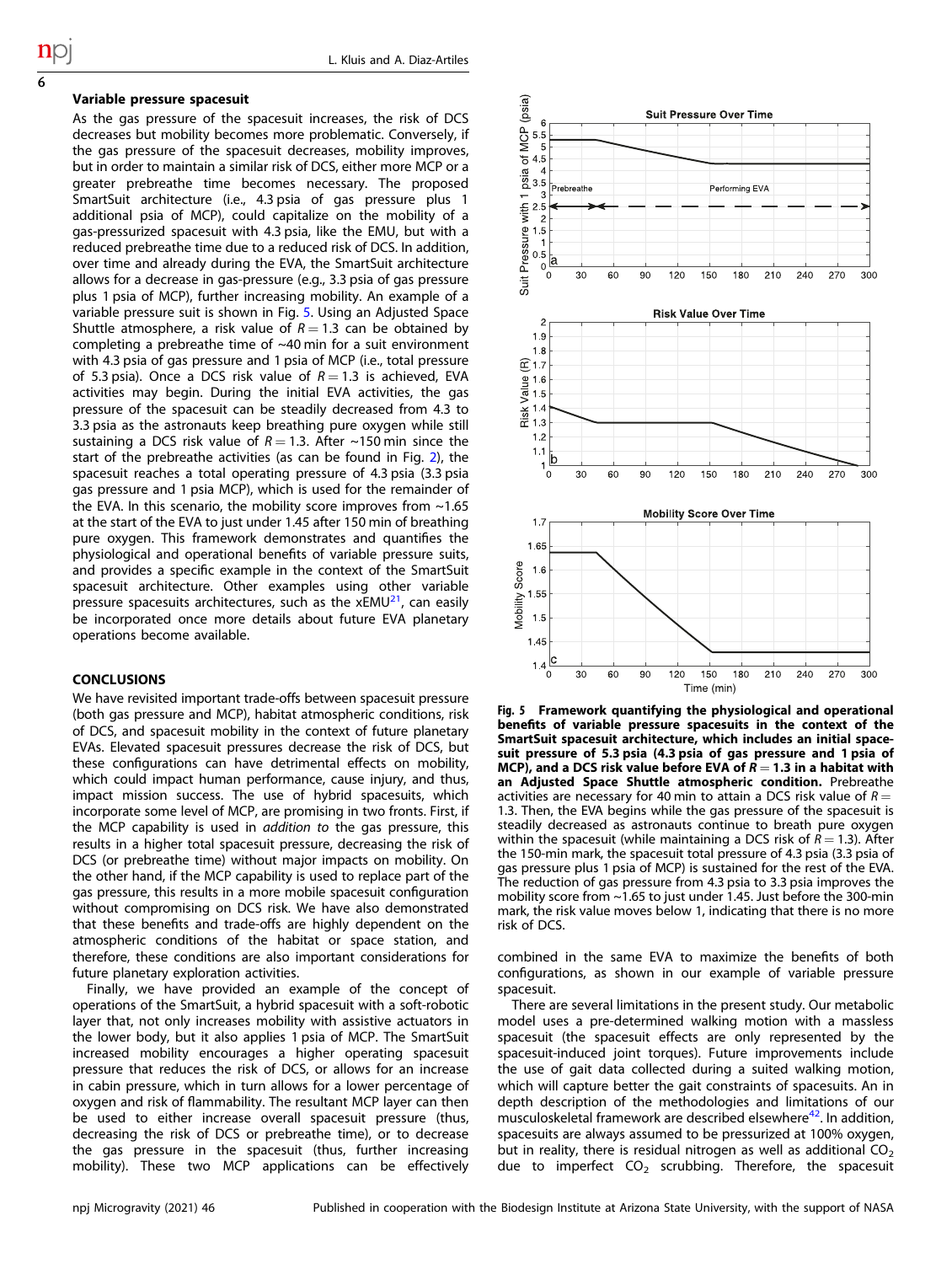### Variable pressure spacesuit

As the gas pressure of the spacesuit increases, the risk of DCS decreases but mobility becomes more problematic. Conversely, if the gas pressure of the spacesuit decreases, mobility improves, but in order to maintain a similar risk of DCS, either more MCP or a greater prebreathe time becomes necessary. The proposed SmartSuit architecture (i.e., 4.3 psia of gas pressure plus 1 additional psia of MCP), could capitalize on the mobility of a gas-pressurized spacesuit with 4.3 psia, like the EMU, but with a reduced prebreathe time due to a reduced risk of DCS. In addition, over time and already during the EVA, the SmartSuit architecture allows for a decrease in gas-pressure (e.g., 3.3 psia of gas pressure plus 1 psia of MCP), further increasing mobility. An example of a variable pressure suit is shown in Fig. 5. Using an Adjusted Space Shuttle atmosphere, a risk value of $R = 1.3$ can be obtained by completing a prebreathe time of ~40 min for a suit environment with 4.3 psia of gas pressure and 1 psia of MCP (i.e., total pressure of 5.3 psia). Once a DCS risk value of $R = 1.3$ is achieved, EVA activities may begin. During the initial EVA activities, the gas pressure of the spacesuit can be steadily decreased from 4.3 to 3.3 psia as the astronauts keep breathing pure oxygen while still sustaining a DCS risk value of $R = 1.3$. After ~150 min since the start of the prebreathe activities (as can be found in Fig. 2), the spacesuit reaches a total operating pressure of 4.3 psia (3.3 psia gas pressure and 1 psia MCP), which is used for the remainder of the EVA. In this scenario, the mobility score improves from ~1.65 at the start of the EVA to just under 1.45 after 150 min of breathing pure oxygen. This framework demonstrates and quantifies the physiological and operational benefits of variable pressure suits, and provides a specific example in the context of the SmartSuit spacesuit architecture. Other examples using other variable pressure spacesuits architectures, such as the xEMU[21], can easily be incorporated once more details about future EVA planetary operations become available.

Fig. 5 Framework quantifying the physiological and operational benefits of variable pressure spacesuits in the context of the SmartSuit spacesuit architecture, which includes an initial spacesuit pressure of 5.3 psia (4.3 psia of gas pressure and 1 psia of MCP), and a DCS risk value before EVA of $R = 1.3$ in a habitat with an Adjusted Space Shuttle atmospheric condition. Prebreathe activities are necessary for 40 min to attain a DCS risk value of $R = 1.3$. Then, the EVA begins while the gas pressure of the spacesuit is steadily decreased as astronauts continue to breath pure oxygen within the spacesuit (while maintaining a DCS risk of $R = 1.3$). After the 150-min mark, the spacesuit total pressure of 4.3 psia (3.3 psia of gas pressure plus 1 psia of MCP) is sustained for the rest of the EVA. The reduction of gas pressure from 4.3 psia to 3.3 psia improves the mobility score from ~1.65 to just under 1.45. Just before the 300-min mark, the risk value moves below 1, indicating that there is no more risk of DCS.

## CONCLUSIONS

We have revisited important trade-offs between spacesuit pressure (both gas pressure and MCP), habitat atmospheric conditions, risk of DCS, and spacesuit mobility in the context of future planetary EVAs. Elevated spacesuit pressures decrease the risk of DCS, but these configurations can have detrimental effects on mobility, which could impact human performance, cause injury, and thus, impact mission success. The use of hybrid spacesuits, which incorporate some level of MCP, are promising in two fronts. First, if the MCP capability is used in *addition to* the gas pressure, this results in a higher total spacesuit pressure, decreasing the risk of DCS (or prebreathe time) without major impacts on mobility. On the other hand, if the MCP capability is used to replace part of the gas pressure, this results in a more mobile spacesuit configuration without compromising on DCS risk. We have also demonstrated that these benefits and trade-offs are highly dependent on the atmospheric conditions of the habitat or space station, and therefore, these conditions are also important considerations for future planetary exploration activities.

Finally, we have provided an example of the concept of operations of the SmartSuit, a hybrid spacesuit with a soft-robotic layer that, not only increases mobility with assistive actuators in the lower body, but it also applies 1 psia of MCP. The SmartSuit increased mobility encourages a higher operating spacesuit pressure that reduces the risk of DCS, or allows for an increase in cabin pressure, which in turn allows for a lower percentage of oxygen and risk of flammability. The resultant MCP layer can then be used to either increase overall spacesuit pressure (thus, decreasing the risk of DCS or prebreathe time), or to decrease the gas pressure in the spacesuit (thus, further increasing mobility). These two MCP applications can be effectively combined in the same EVA to maximize the benefits of both configurations, as shown in our example of variable pressure spacesuit.

There are several limitations in the present study. Our metabolic model uses a pre-determined walking motion with a massless spacesuit (the spacesuit effects are only represented by the spacesuit-induced joint torques). Future improvements include the use of gait data collected during a suited walking motion, which will capture better the gait constraints of spacesuits. An in depth description of the methodologies and limitations of our musculoskeletal framework are described elsewhere[42]. In addition, spacesuits are always assumed to be pressurized at 100% oxygen, but in reality, there is residual nitrogen as well as additional $CO_2$ due to imperfect $CO_2$ scrubbing. Therefore, the spacesuit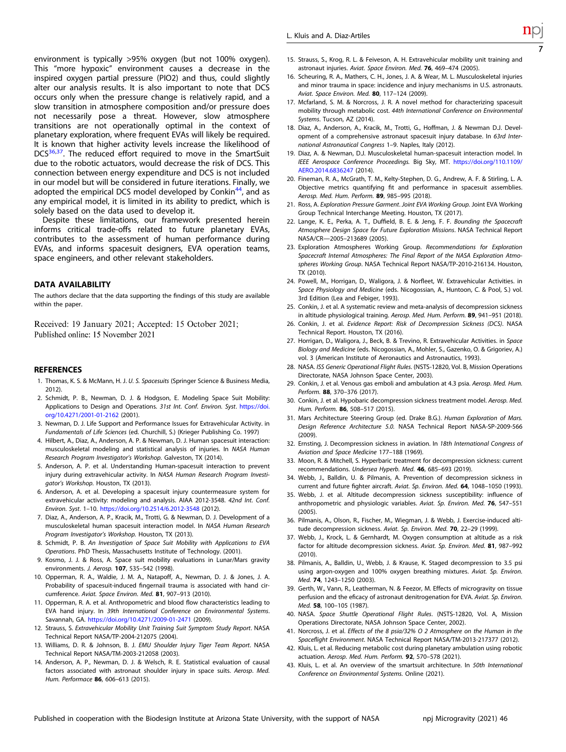environment is typically >95% oxygen (but not 100% oxygen). This "more hypoxic" environment causes a decrease in the inspired oxygen partial pressure (PIO2) and thus, could slightly alter our analysis results. It is also important to note that DCS occurs only when the pressure change is relatively rapid, and a slow transition in atmosphere composition and/or pressure does not necessarily pose a threat. However, slow atmosphere transitions are not operationally optimal in the context of planetary exploration, where frequent EVAs will likely be required. It is known that higher activity levels increase the likelihood of DCS[36,37]. The reduced effort required to move in the SmartSuit due to the robotic actuators, would decrease the risk of DCS. This connection between energy expenditure and DCS is not included in our model but will be considered in future iterations. Finally, we adopted the empirical DCS model developed by Conkin[44], and as any empirical model, it is limited in its ability to predict, which is solely based on the data used to develop it.

Despite these limitations, our framework presented herein informs critical trade-offs related to future planetary EVAs, contributes to the assessment of human performance during EVAs, and informs spacesuit designers, EVA operation teams, space engineers, and other relevant stakeholders.

## DATA AVAILABILITY

The authors declare that the data supporting the findings of this study are available within the paper.

Received: 19 January 2021; Accepted: 15 October 2021;
Published online: 15 November 2021

## REFERENCES

1. Thomas, K. S. & McMann, H. J. *U. S. Spacesuits* (Springer Science & Business Media, 2012).
2. Schmidt, P. B., Newman, D. J. & Hodgson, E. Modeling Space Suit Mobility: Applications to Design and Operations. *31st Int. Conf. Environ. Syst*. https://doi.org/10.4271/2001-01-2162 (2001).
3. Newman, D. J. Life Support and Performance Issues for Extravehicular Activity. in *Fundamentals of Life Sciences* (ed. Churchill, S.) (Krieger Publishing Co. 1997)
4. Hilbert, A., Diaz, A., Anderson, A. P. & Newman, D. J. Human spacesuit interaction: musculoskeletal modeling and statistical analysis of injuries. In *NASA Human Research Program Investigator's Workshop*. Galveston, TX (2014).
5. Anderson, A. P. et al. Understanding Human-spacesuit interaction to prevent injury during extravehicular activity. In *NASA Human Research Program Investigator's Workshop*. Houston, TX (2013).
6. Anderson, A. et al. Developing a spacesuit injury countermeasure system for extravehicular activity: modeling and analysis. AIAA 2012-3548. *42nd Int. Conf. Environ. Syst*. 1–10. https://doi.org/10.2514/6.2012-3548 (2012).
7. Diaz, A., Anderson, A. P., Kracik, M., Trotti, G. & Newman, D. J. Development of a musculoskeletal human spacesuit interaction model. In *NASA Human Research Program Investigator's Workshop*. Houston, TX (2013).
8. Schmidt, P. B. *An Investigation of Space Suit Mobility with Applications to EVA Operations*. PhD Thesis, Massachusetts Institute of Technology. (2001).
9. Kosmo, J. J. & Ross, A. Space suit mobility evaluations in Lunar/Mars gravity environments. *J. Aerosp*. **107**, 535–542 (1998).
10. Opperman, R. A., Waldie, J. M. A., Natapoff, A., Newman, D. J. & Jones, J. A. Probability of spacesuit-induced fingernail trauma is associated with hand circumference. *Aviat. Space Environ. Med*. **81**, 907–913 (2010).
11. Opperman, R. A. et al. Anthropometric and blood flow characteristics leading to EVA hand injury. In *39th International Conference on Environmental Systems*. Savannah, GA. https://doi.org/10.4271/2009-01-2471 (2009).
12. Strauss, S. *Extravehicular Mobility Unit Training Suit Symptom Study Report*. NASA Technical Report NASA/TP-2004-212075 (2004).
13. Williams, D. R. & Johnson, B. J. *EMU Shoulder Injury Tiger Team Report*. NASA Technical Report NASA/TM-2003-212058 (2003).
14. Anderson, A. P., Newman, D. J. & Welsch, R. E. Statistical evaluation of causal factors associated with astronaut shoulder injury in space suits. *Aerosp. Med. Hum. Performace* **86**, 606–613 (2015).
15. Strauss, S., Krog, R. L. & Feiveson, A. H. Extravehicular mobility unit training and astronaut injuries. *Aviat. Space Environ. Med*. **76**, 469–474 (2005).
16. Scheuring, R. A., Mathers, C. H., Jones, J. A. & Wear, M. L. Musculoskeletal injuries and minor trauma in space: incidence and injury mechanisms in U.S. astronauts. *Aviat. Space Environ. Med*. **80**, 117–124 (2009).
17. Mcfarland, S. M. & Norcross, J. R. A novel method for characterizing spacesuit mobility through metabolic cost. *44th International Conference on Environmental Systems*. Tucson, AZ (2014).
18. Diaz, A., Anderson, A., Kracik, M., Trotti, G., Hoffman, J. & Newman D.J. Development of a comprehensive astronaut spacesuit injury database. In *63rd International Astronautical Congress* 1–9. Naples, Italy (2012).
19. Diaz, A. & Newman, D.J. Musculoskeletal human-spacesuit interaction model. In *IEEE Aerospace Conference Proceedings*. Big Sky, MT. https://doi.org/110.1109/AERO.2014.6836247 (2014).
20. Fineman, R. A., McGrath, T. M., Kelty-Stephen, D. G., Andrew, A. F. & Stirling, L. A. Objective metrics quantifying fit and performance in spacesuit assemblies. *Aerosp. Med. Hum. Perform*. **89**, 985–995 (2018).
21. Ross, A. *Exploration Pressure Garment*. *Joint EVA Working Group*. Joint EVA Working Group Technical Interchange Meeting. Houston, TX (2017).
22. Lange, K. E., Perka, A. T., Duffield, B. E. & Jeng, F. F. *Bounding the Spacecraft Atmosphere Design Space for Future Exploration Missions*. NASA Technical Report NASA/CR—2005–213689 (2005).
23. Exploration Atmospheres Working Group. *Recommendations for Exploration Spacecraft Internal Atmospheres: The Final Report of the NASA Exploration Atmospheres Working Group*. NASA Technical Report NASA/TP-2010-216134. Houston, TX (2010).
24. Powell, M., Horrigan, D., Waligora, J. & Norfleet, W. Extravehicular Activities. in *Space Physiology and Medicine* (eds. Nicogossian, A., Huntoon, C. & Pool, S.) vol. 3rd Edition (Lea and Febiger, 1993).
25. Conkin, J. et al. A systematic review and meta-analysis of decompression sickness in altitude physiological training. *Aerosp. Med. Hum. Perform*. **89**, 941–951 (2018).
26. Conkin, J. et al. *Evidence Report: Risk of Decompression Sickness (DCS)*. NASA Technical Report. Houston, TX (2016).
27. Horrigan, D., Waligora, J., Beck, B. & Trevino, R. Extravehicular Activities. in *Space Biology and Medicine* (eds. Nicogossian, A., Mohler, S., Gazenko, O. & Grigoriev, A.) vol. 3 (American Institute of Aeronautics and Astronautics, 1993).
28. NASA. *ISS Generic Operational Flight Rules*. (NSTS-12820, Vol. B, Mission Operations Directorate, NASA Johnson Space Center, 2003).
29. Conkin, J. et al. Venous gas emboli and ambulation at 4.3 psia. *Aerosp. Med. Hum. Perform*. **88**, 370–376 (2017).
30. Conkin, J. et al. Hypobaric decompression sickness treatment model. *Aerosp. Med. Hum. Perform*. **86**, 508–517 (2015).
31. Mars Architecture Steering Group (ed. Drake B.G.). *Human Exploration of Mars. Design Reference Architecture 5.0*. NASA Technical Report NASA-SP-2009-566 (2009).
32. Ernsting, J. Decompression sickness in aviation. In *18th International Congress of Aviation and Space Medicine* 177–188 (1969).
33. Moon, R. & Mitchell, S. Hyperbaric treatment for decompression sickness: current recommendations. *Undersea Hyperb. Med*. **46**, 685–693 (2019).
34. Webb, J., Balldin, U. & Pilmanis, A. Prevention of decompression sickness in current and future fighter aircraft. *Aviat. Sp. Environ. Med*. **64**, 1048–1050 (1993).
35. Webb, J. et al. Altitude decompression sickness susceptibility: influence of anthropometric and physiologic variables. *Aviat. Sp. Environ. Med*. **76**, 547–551 (2005).
36. Pilmanis, A., Olson, R., Fischer, M., Wiegman, J. & Webb, J. Exercise-induced altitude decompression sickness. *Aviat. Sp. Environ. Med*. **70**, 22–29 (1999).
37. Webb, J., Krock, L. & Gernhardt, M. Oxygen consumption at altitude as a risk factor for altitude decompression sickness. *Aviat. Sp. Environ. Med*. **81**, 987–992 (2010).
38. Pilmanis, A., Balldin, U., Webb, J. & Krause, K. Staged decompression to 3.5 psi using argon-oxygen and 100% oxygen breathing mixtures. *Aviat. Sp. Environ. Med*. **74**, 1243–1250 (2003).
39. Gerth, W., Vann, R., Leatherman, N. & Feezor, M. Effects of microgravity on tissue perfusion and the efficacy of astronaut denitrogenation for EVA. *Aviat. Sp. Environ. Med*. **58**, 100–105 (1987).
40. NASA. *Space Shuttle Operational Flight Rules*. (NSTS-12820, Vol. A, Mission Operations Directorate, NASA Johnson Space Center, 2002).
41. Norcross, J. et al. *Effects of the 8 psia/32% O 2 Atmosphere on the Human in the Spaceflight Environment*. NASA Technical Report NASA/TM-2013-217377 (2012).
42. Kluis, L. et al. Reducing metabolic cost during planetary ambulation using robotic actuation. *Aerosp. Med. Hum. Perform*. **92**, 570–578 (2021).
43. Kluis, L. et al. An overview of the smartsuit architecture. In *50th International Conference on Environmental Systems*. Online (2021).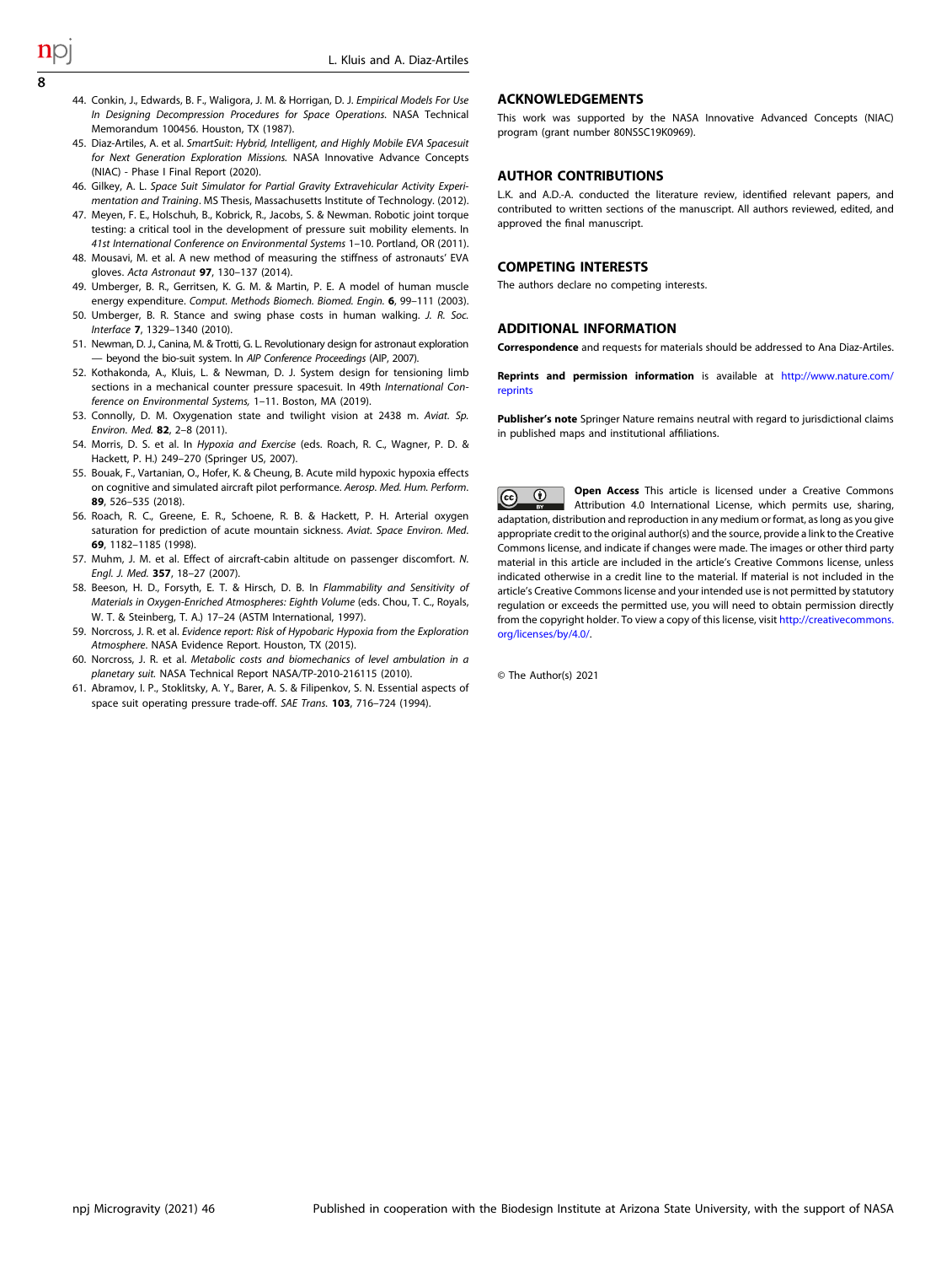44. Conkin, J., Edwards, B. F., Waligora, J. M. & Horrigan, D. J. *Empirical Models For Use In Designing Decompression Procedures for Space Operations.* NASA Technical Memorandum 100456. Houston, TX (1987).
45. Diaz-Artiles, A. et al. *SmartSuit: Hybrid, Intelligent, and Highly Mobile EVA Spacesuit for Next Generation Exploration Missions.* NASA Innovative Advance Concepts (NIAC) - Phase I Final Report (2020).
46. Gilkey, A. L. *Space Suit Simulator for Partial Gravity Extravehicular Activity Experimentation and Training*. MS Thesis, Massachusetts Institute of Technology. (2012).
47. Meyen, F. E., Holschuh, B., Kobrick, R., Jacobs, S. & Newman. Robotic joint torque testing: a critical tool in the development of pressure suit mobility elements. In *41st International Conference on Environmental Systems* 1–10. Portland, OR (2011).
48. Mousavi, M. et al. A new method of measuring the stiffness of astronauts' EVA gloves. *Acta Astronaut* **97**, 130–137 (2014).
49. Umberger, B. R., Gerritsen, K. G. M. & Martin, P. E. A model of human muscle energy expenditure. *Comput. Methods Biomech. Biomed. Engin.* **6**, 99–111 (2003).
50. Umberger, B. R. Stance and swing phase costs in human walking. *J. R. Soc. Interface* **7**, 1329–1340 (2010).
51. Newman, D. J., Canina, M. & Trotti, G. L. Revolutionary design for astronaut exploration — beyond the bio-suit system. In *AIP Conference Proceedings* (AIP, 2007).
52. Kothakonda, A., Kluis, L. & Newman, D. J. System design for tensioning limb sections in a mechanical counter pressure spacesuit. In 49th *International Conference on Environmental Systems,* 1–11. Boston, MA (2019).
53. Connolly, D. M. Oxygenation state and twilight vision at 2438 m. *Aviat. Sp. Environ. Med.* **82**, 2–8 (2011).
54. Morris, D. S. et al. In *Hypoxia and Exercise* (eds. Roach, R. C., Wagner, P. D. & Hackett, P. H.) 249–270 (Springer US, 2007).
55. Bouak, F., Vartanian, O., Hofer, K. & Cheung, B. Acute mild hypoxic hypoxia effects on cognitive and simulated aircraft pilot performance. *Aerosp. Med. Hum. Perform.* **89**, 526–535 (2018).
56. Roach, R. C., Greene, E. R., Schoene, R. B. & Hackett, P. H. Arterial oxygen saturation for prediction of acute mountain sickness. *Aviat. Space Environ. Med.* **69**, 1182–1185 (1998).
57. Muhm, J. M. et al. Effect of aircraft-cabin altitude on passenger discomfort. *N. Engl. J. Med.* **357**, 18–27 (2007).
58. Beeson, H. D., Forsyth, E. T. & Hirsch, D. B. In *Flammability and Sensitivity of Materials in Oxygen-Enriched Atmospheres: Eighth Volume* (eds. Chou, T. C., Royals, W. T. & Steinberg, T. A.) 17–24 (ASTM International, 1997).
59. Norcross, J. R. et al. *Evidence report: Risk of Hypobaric Hypoxia from the Exploration Atmosphere.* NASA Evidence Report. Houston, TX (2015).
60. Norcross, J. R. et al. *Metabolic costs and biomechanics of level ambulation in a planetary suit.* NASA Technical Report NASA/TP-2010-216115 (2010).
61. Abramov, I. P., Stoklitsky, A. Y., Barer, A. S. & Filipenkov, S. N. Essential aspects of space suit operating pressure trade-off. *SAE Trans.* **103**, 716–724 (1994).

## ACKNOWLEDGEMENTS

This work was supported by the NASA Innovative Advanced Concepts (NIAC) program (grant number 80NSSC19K0969).

## AUTHOR CONTRIBUTIONS

L.K. and A.D.-A. conducted the literature review, identified relevant papers, and contributed to written sections of the manuscript. All authors reviewed, edited, and approved the final manuscript.

## COMPETING INTERESTS

The authors declare no competing interests.

## ADDITIONAL INFORMATION

**Correspondence** and requests for materials should be addressed to Ana Diaz-Artiles.

**Reprints and permission information** is available at http://www.nature.com/reprints

**Publisher's note** Springer Nature remains neutral with regard to jurisdictional claims in published maps and institutional affiliations.

**Open Access** This article is licensed under a Creative Commons Attribution 4.0 International License, which permits use, sharing, adaptation, distribution and reproduction in any medium or format, as long as you give appropriate credit to the original author(s) and the source, provide a link to the Creative Commons license, and indicate if changes were made. The images or other third party material in this article are included in the article's Creative Commons license, unless indicated otherwise in a credit line to the material. If material is not included in the article's Creative Commons license and your intended use is not permitted by statutory regulation or exceeds the permitted use, you will need to obtain permission directly from the copyright holder. To view a copy of this license, visit http://creativecommons.org/licenses/by/4.0/.

© The Author(s) 2021